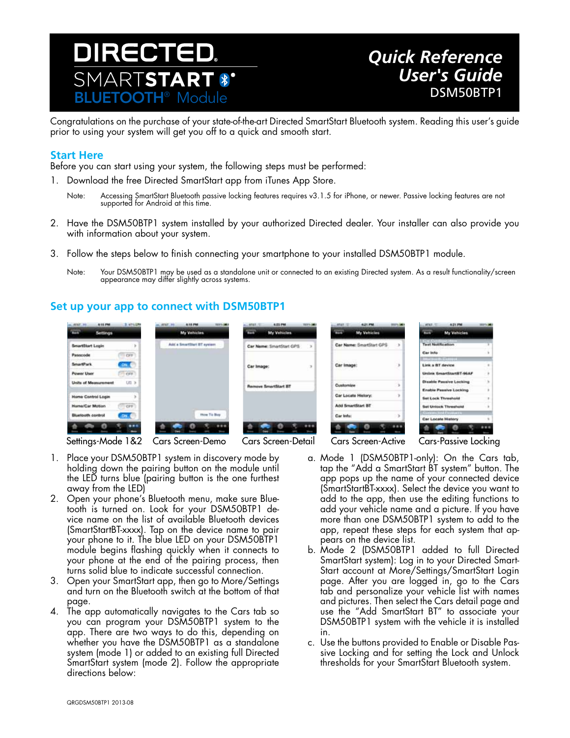# DIRECTED SMARTSTART BLUETOOTH® Module

## Quick Reference User's Guide

DSM50BTP1

Congratulations on the purchase of your state-of-the-art Directed SmartStart Bluetooth system. Reading this user's guide prior to using your system will get you off to a quick and smooth start.

## Start Here

Before you can start using your system, the following steps must be performed:

1. Download the free Directed SmartStart app from iTunes App Store.

   Note: Accessing SmartStart Bluetooth passive locking features requires v3.1.5 for iPhone, or newer. Passive locking features are not supported for Android at this time.

2. Have the DSM50BTP1 system installed by your authorized Directed dealer. Your installer can also provide you with information about your system.

3. Follow the steps below to finish connecting your smartphone to your installed DSM50BTP1 module.

   Note: Your DSM50BTP1 may be used as a standalone unit or connected to an existing Directed system. As a result functionality/screen appearance may differ slightly across systems.

## Set up your app to connect with DSM50BTP1

Settings-Mode 1&2 | Cars Screen-Demo | Cars Screen-Detail | Cars Screen-Active | Cars-Passive Locking

1. Place your DSM50BTP1 system in discovery mode by holding down the pairing button on the module until the LED turns blue (pairing button is the one furthest away from the LED)
2. Open your phone's Bluetooth menu, make sure Bluetooth is turned on. Look for your DSM50BTP1 device name on the list of available Bluetooth devices (SmartStartBT-xxxx). Tap on the device name to pair your phone to it. The blue LED on your DSM50BTP1 module begins flashing quickly when it connects to your phone at the end of the pairing process, then turns solid blue to indicate successful connection.
3. Open your SmartStart app, then go to More/Settings and turn on the Bluetooth switch at the bottom of that page.
4. The app automatically navigates to the Cars tab so you can program your DSM50BTP1 system to the app. There are two ways to do this, depending on whether you have the DSM50BTP1 as a standalone system (mode 1) or added to an existing full Directed SmartStart system (mode 2). Follow the appropriate directions below:

   a. Mode 1 (DSM50BTP1-only): On the Cars tab, tap the "Add a SmartStart BT system" button. The app pops up the name of your connected device (SmartStartBT-xxxx). Select the device you want to add to the app, then use the editing functions to add your vehicle name and a picture. If you have more than one DSM50BTP1 system to add to the app, repeat these steps for each system that appears on the device list.

   b. Mode 2 (DSM50BTP1 added to full Directed SmartStart system): Log in to your Directed SmartStart account at More/Settings/SmartStart Login page. After you are logged in, go to the Cars tab and personalize your vehicle list with names and pictures. Then select the Cars detail page and use the "Add SmartStart BT" to associate your DSM50BTP1 system with the vehicle it is installed in.

   c. Use the buttons provided to Enable or Disable Passive Locking and for setting the Lock and Unlock thresholds for your SmartStart Bluetooth system.

QRGDSM50BTP1 2013-08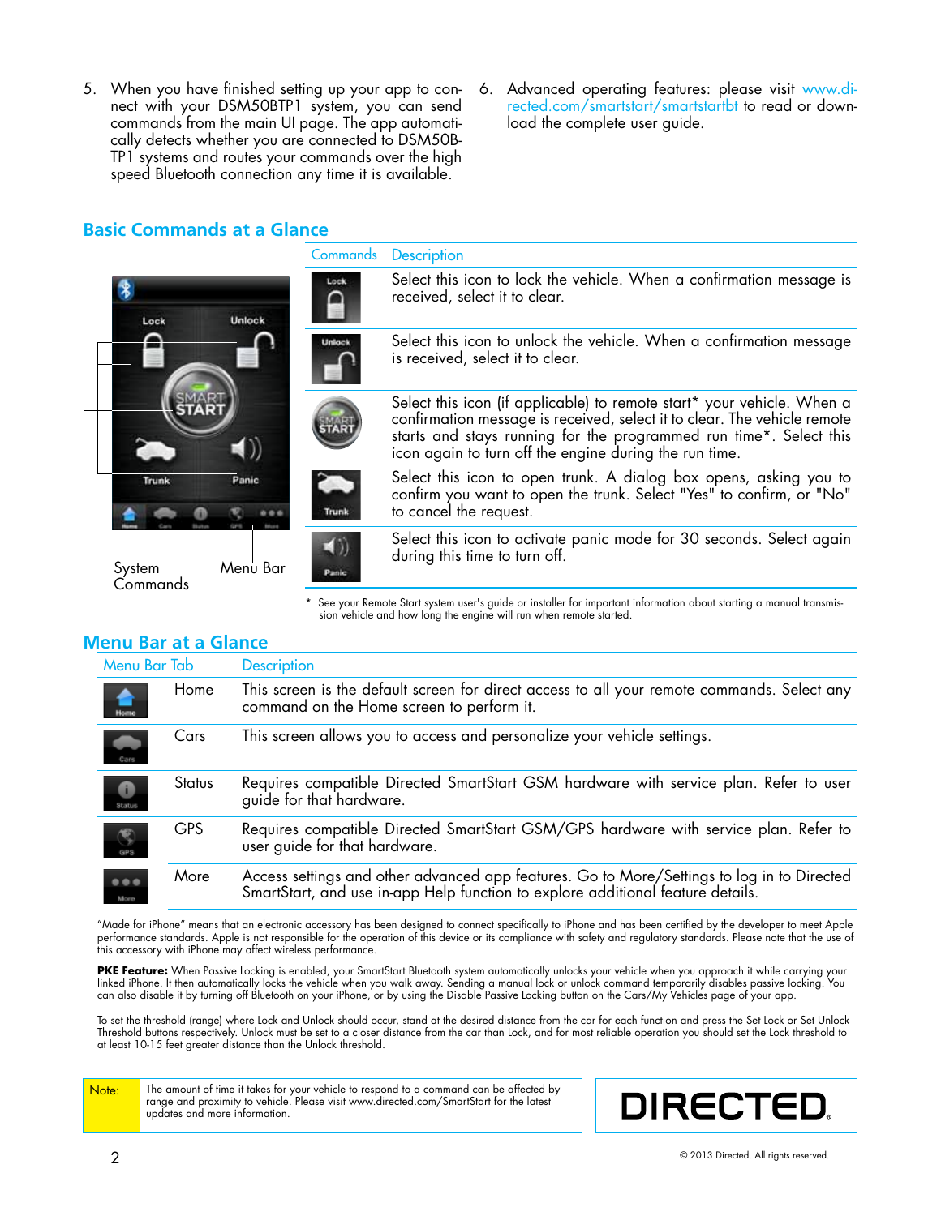5. When you have finished setting up your app to connect with your DSM50BTP1 system, you can send commands from the main UI page. The app automatically detects whether you are connected to DSM50BTP1 systems and routes your commands over the high speed Bluetooth connection any time it is available.

6. Advanced operating features: please visit www.directed.com/smartstart/smartstartbt to read or download the complete user guide.

## Basic Commands at a Glance

System Commands

Menu Bar

| Commands | Description |
|---|---|
| Lock | Select this icon to lock the vehicle. When a confirmation message is received, select it to clear. |
| Unlock | Select this icon to unlock the vehicle. When a confirmation message is received, select it to clear. |
| SMART START | Select this icon (if applicable) to remote start* your vehicle. When a confirmation message is received, select it to clear. The vehicle remote starts and stays running for the programmed run time*. Select this icon again to turn off the engine during the run time. |
| Trunk | Select this icon to open trunk. A dialog box opens, asking you to confirm you want to open the trunk. Select "Yes" to confirm, or "No" to cancel the request. |
| Panic | Select this icon to activate panic mode for 30 seconds. Select again during this time to turn off. |

\* See your Remote Start system user's guide or installer for important information about starting a manual transmission vehicle and how long the engine will run when remote started.

## Menu Bar at a Glance

| Menu Bar Tab | | Description |
|---|---|---|
| Home | Home | This screen is the default screen for direct access to all your remote commands. Select any command on the Home screen to perform it. |
| Cars | Cars | This screen allows you to access and personalize your vehicle settings. |
| Status | Status | Requires compatible Directed SmartStart GSM hardware with service plan. Refer to user guide for that hardware. |
| GPS | GPS | Requires compatible Directed SmartStart GSM/GPS hardware with service plan. Refer to user guide for that hardware. |
| More | More | Access settings and other advanced app features. Go to More/Settings to log in to Directed SmartStart, and use in-app Help function to explore additional feature details. |

"Made for iPhone" means that an electronic accessory has been designed to connect specifically to iPhone and has been certified by the developer to meet Apple performance standards. Apple is not responsible for the operation of this device or its compliance with safety and regulatory standards. Please note that the use of this accessory with iPhone may affect wireless performance.

**PKE Feature:** When Passive Locking is enabled, your SmartStart Bluetooth system automatically unlocks your vehicle when you approach it while carrying your linked iPhone. It then automatically locks the vehicle when you walk away. Sending a manual lock or unlock command temporarily disables passive locking. You can also disable it by turning off Bluetooth on your iPhone, or by using the Disable Passive Locking button on the Cars/My Vehicles page of your app.

To set the threshold (range) where Lock and Unlock should occur, stand at the desired distance from the car for each function and press the Set Lock or Set Unlock Threshold buttons respectively. Unlock must be set to a closer distance from the car than Lock, and for most reliable operation you should set the Lock threshold to at least 10-15 feet greater distance than the Unlock threshold.

| | |
|---|---|
| Note: | The amount of time it takes for your vehicle to respond to a command can be affected by range and proximity to vehicle. Please visit www.directed.com/SmartStart for the latest updates and more information. |

DIRECTED.

© 2013 Directed. All rights reserved.